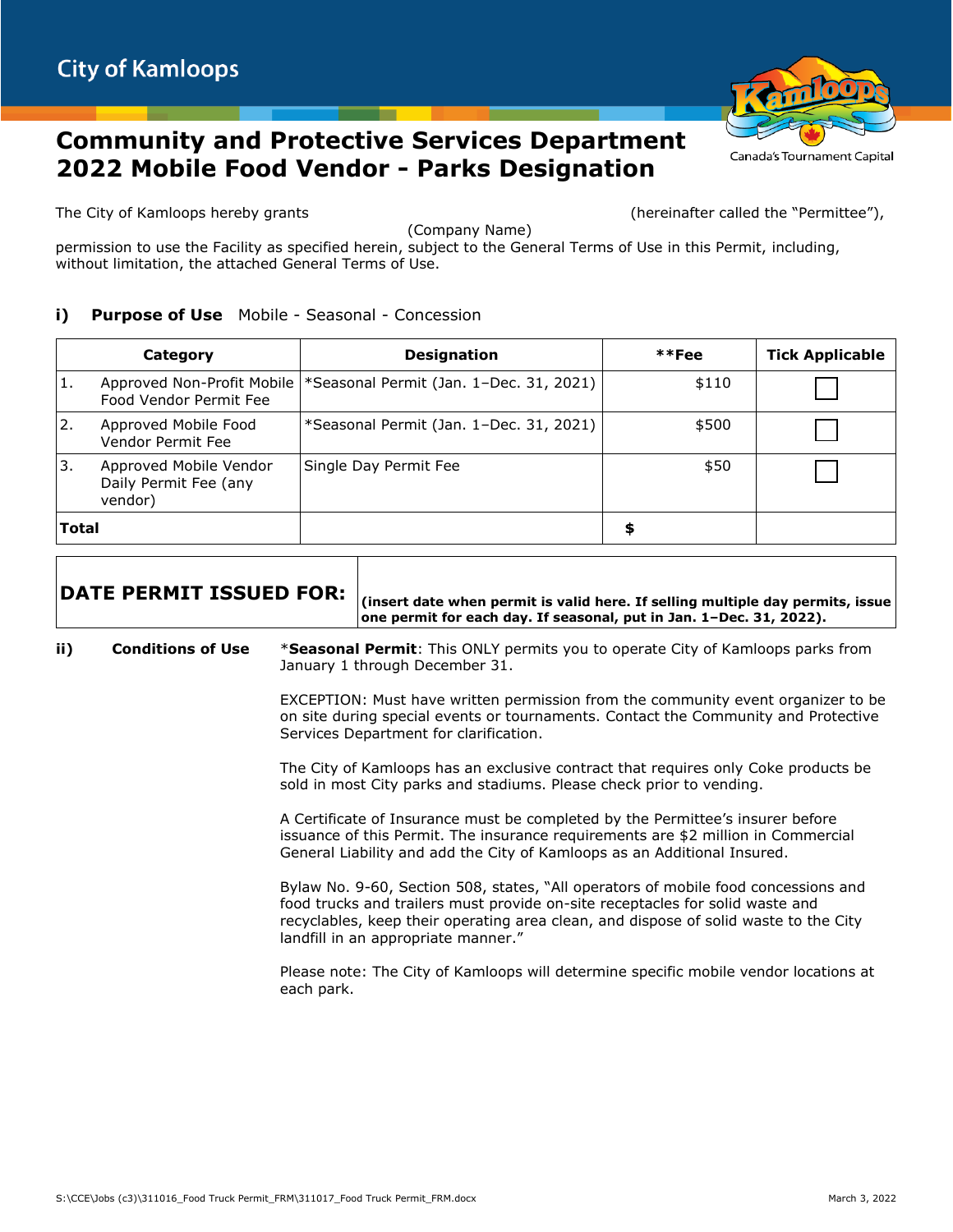City of Kamloops

Canada's Tournament Capital

# Community and Protective Services Department
# 2022 Mobile Food Vendor - Parks Designation

The City of Kamloops hereby grants (Company Name) (hereinafter called the "Permittee"), permission to use the Facility as specified herein, subject to the General Terms of Use in this Permit, including, without limitation, the attached General Terms of Use.

### i) Purpose of Use Mobile - Seasonal - Concession

| Category | Designation | **Fee | Tick Applicable |
|---|---|---|---|
| 1. Approved Non-Profit Mobile Food Vendor Permit Fee | *Seasonal Permit (Jan. 1–Dec. 31, 2021) | $110 | ☐ |
| 2. Approved Mobile Food Vendor Permit Fee | *Seasonal Permit (Jan. 1–Dec. 31, 2021) | $500 | ☐ |
| 3. Approved Mobile Vendor Daily Permit Fee (any vendor) | Single Day Permit Fee | $50 | ☐ |
| **Total** | | **$** | |

| DATE PERMIT ISSUED FOR: | (insert date when permit is valid here. If selling multiple day permits, issue one permit for each day. If seasonal, put in Jan. 1–Dec. 31, 2022). |
|---|---|

### ii) Conditions of Use

*__Seasonal Permit__: This ONLY permits you to operate City of Kamloops parks from January 1 through December 31.

EXCEPTION: Must have written permission from the community event organizer to be on site during special events or tournaments. Contact the Community and Protective Services Department for clarification.

The City of Kamloops has an exclusive contract that requires only Coke products be sold in most City parks and stadiums. Please check prior to vending.

A Certificate of Insurance must be completed by the Permittee's insurer before issuance of this Permit. The insurance requirements are $2 million in Commercial General Liability and add the City of Kamloops as an Additional Insured.

Bylaw No. 9-60, Section 508, states, "All operators of mobile food concessions and food trucks and trailers must provide on-site receptacles for solid waste and recyclables, keep their operating area clean, and dispose of solid waste to the City landfill in an appropriate manner."

Please note: The City of Kamloops will determine specific mobile vendor locations at each park.

S:\CCE\Jobs (c3)\311016_Food Truck Permit_FRM\311017_Food Truck Permit_FRM.docx March 3, 2022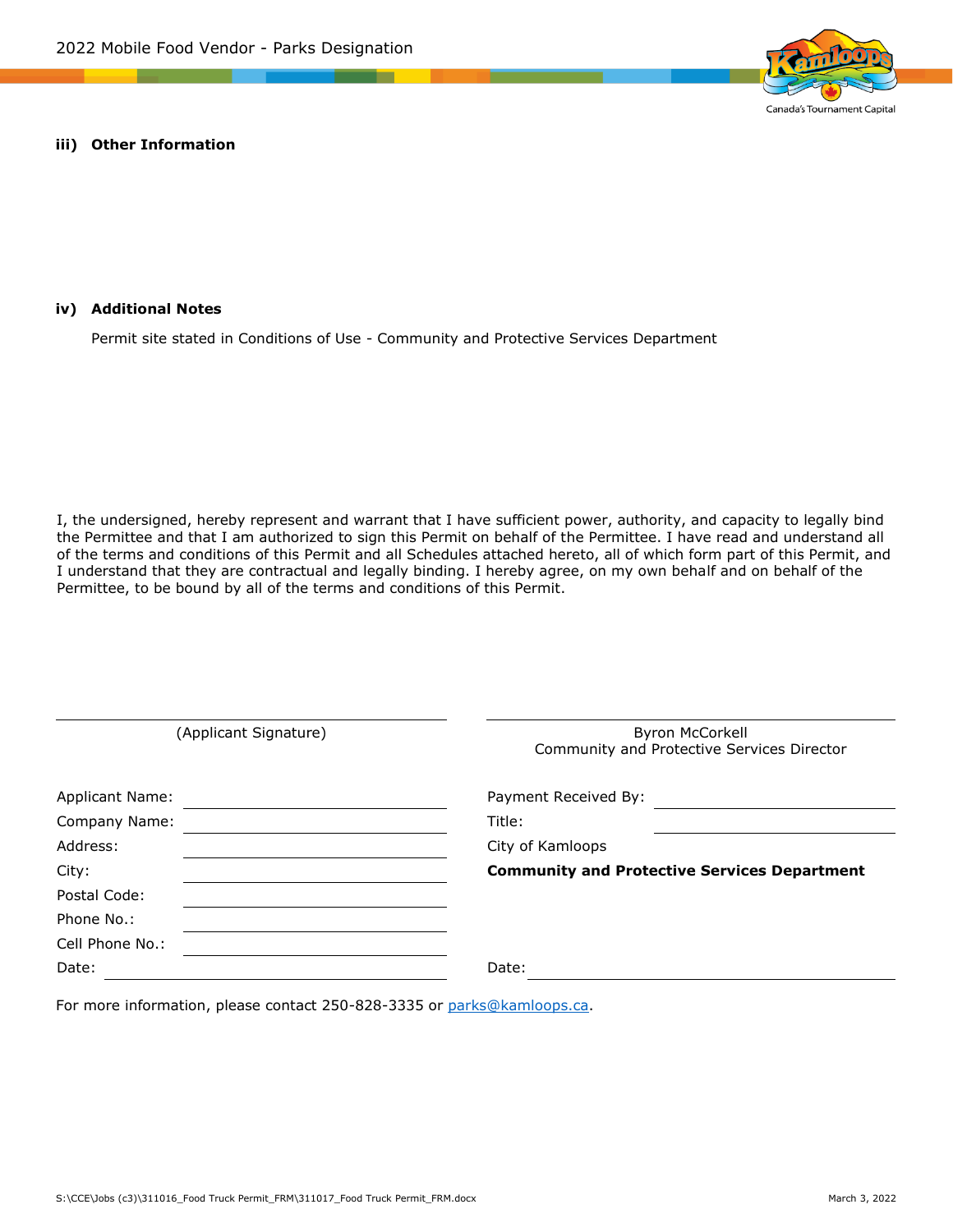### iii) Other Information

### iv) Additional Notes

Permit site stated in Conditions of Use - Community and Protective Services Department

I, the undersigned, hereby represent and warrant that I have sufficient power, authority, and capacity to legally bind the Permittee and that I am authorized to sign this Permit on behalf of the Permittee. I have read and understand all of the terms and conditions of this Permit and all Schedules attached hereto, all of which form part of this Permit, and I understand that they are contractual and legally binding. I hereby agree, on my own behalf and on behalf of the Permittee, to be bound by all of the terms and conditions of this Permit.

| | |
|---|---|
| ______________________________ (Applicant Signature) | ______________________________ Byron McCorkell, Community and Protective Services Director |
| Applicant Name: ______________________ | Payment Received By: ______________________ |
| Company Name: ______________________ | Title: ______________________ |
| Address: ______________________ | City of Kamloops |
| City: ______________________ | **Community and Protective Services Department** |
| Postal Code: ______________________ | |
| Phone No.: ______________________ | |
| Cell Phone No.: ______________________ | |
| Date: ______________________ | Date: ______________________ |

For more information, please contact 250-828-3335 or parks@kamloops.ca.

S:\CCE\Jobs (c3)\311016_Food Truck Permit_FRM\311017_Food Truck Permit_FRM.docx

March 3, 2022